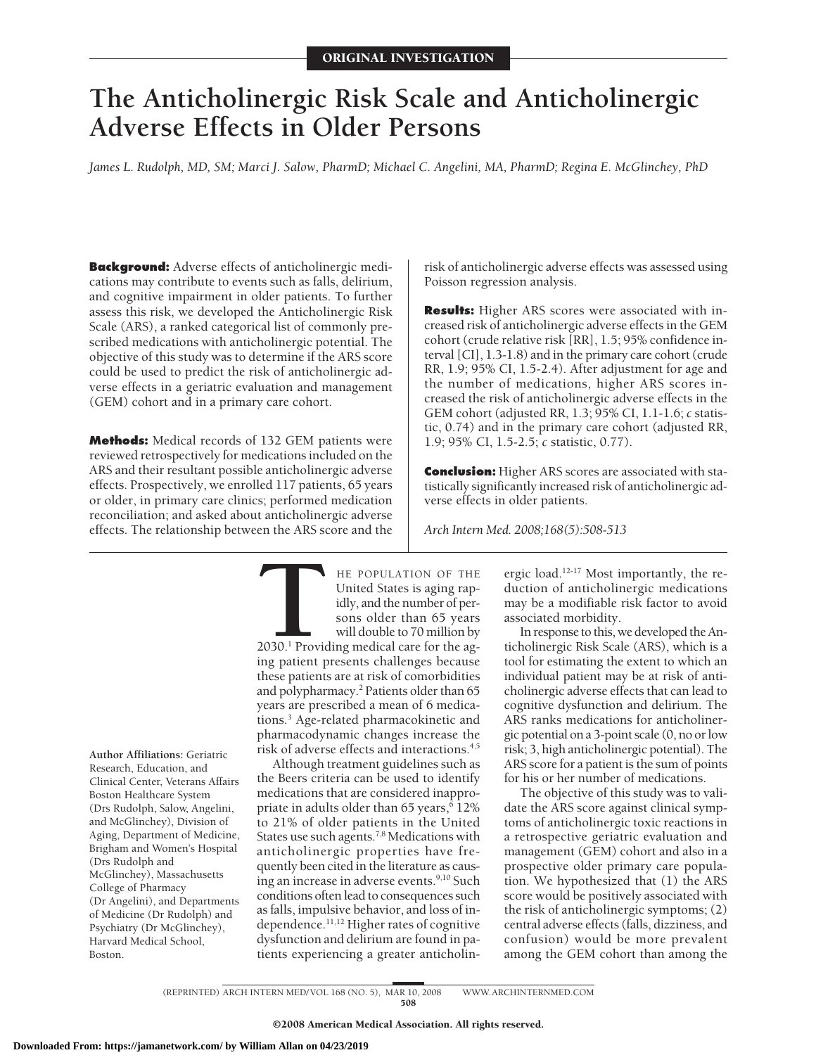ORIGINAL INVESTIGATION

# The Anticholinergic Risk Scale and Anticholinergic Adverse Effects in Older Persons

*James L. Rudolph, MD, SM; Marci J. Salow, PharmD; Michael C. Angelini, MA, PharmD; Regina E. McGlinchey, PhD*

**Background:** Adverse effects of anticholinergic medications may contribute to events such as falls, delirium, and cognitive impairment in older patients. To further assess this risk, we developed the Anticholinergic Risk Scale (ARS), a ranked categorical list of commonly prescribed medications with anticholinergic potential. The objective of this study was to determine if the ARS score could be used to predict the risk of anticholinergic adverse effects in a geriatric evaluation and management (GEM) cohort and in a primary care cohort.

**Methods:** Medical records of 132 GEM patients were reviewed retrospectively for medications included on the ARS and their resultant possible anticholinergic adverse effects. Prospectively, we enrolled 117 patients, 65 years or older, in primary care clinics; performed medication reconciliation; and asked about anticholinergic adverse effects. The relationship between the ARS score and the risk of anticholinergic adverse effects was assessed using Poisson regression analysis.

**Results:** Higher ARS scores were associated with increased risk of anticholinergic adverse effects in the GEM cohort (crude relative risk [RR], 1.5; 95% confidence interval [CI], 1.3-1.8) and in the primary care cohort (crude RR, 1.9; 95% CI, 1.5-2.4). After adjustment for age and the number of medications, higher ARS scores increased the risk of anticholinergic adverse effects in the GEM cohort (adjusted RR, 1.3; 95% CI, 1.1-1.6; *c* statistic, 0.74) and in the primary care cohort (adjusted RR, 1.9; 95% CI, 1.5-2.5; *c* statistic, 0.77).

**Conclusion:** Higher ARS scores are associated with statistically significantly increased risk of anticholinergic adverse effects in older patients.

*Arch Intern Med. 2008;168(5):508-513*

THE POPULATION OF THE United States is aging rapidly, and the number of persons older than 65 years will double to 70 million by 2030.[1] Providing medical care for the aging patient presents challenges because these patients are at risk of comorbidities and polypharmacy.[2] Patients older than 65 years are prescribed a mean of 6 medications.[3] Age-related pharmacokinetic and pharmacodynamic changes increase the risk of adverse effects and interactions.[4,5]

Although treatment guidelines such as the Beers criteria can be used to identify medications that are considered inappropriate in adults older than 65 years,[6] 12% to 21% of older patients in the United States use such agents.[7,8] Medications with anticholinergic properties have frequently been cited in the literature as causing an increase in adverse events.[9,10] Such conditions often lead to consequences such as falls, impulsive behavior, and loss of independence.[11,12] Higher rates of cognitive dysfunction and delirium are found in patients experiencing a greater anticholinergic load.[12-17] Most importantly, the reduction of anticholinergic medications may be a modifiable risk factor to avoid associated morbidity.

In response to this, we developed the Anticholinergic Risk Scale (ARS), which is a tool for estimating the extent to which an individual patient may be at risk of anticholinergic adverse effects that can lead to cognitive dysfunction and delirium. The ARS ranks medications for anticholinergic potential on a 3-point scale (0, no or low risk; 3, high anticholinergic potential). The ARS score for a patient is the sum of points for his or her number of medications.

The objective of this study was to validate the ARS score against clinical symptoms of anticholinergic toxic reactions in a retrospective geriatric evaluation and management (GEM) cohort and also in a prospective older primary care population. We hypothesized that (1) the ARS score would be positively associated with the risk of anticholinergic symptoms; (2) central adverse effects (falls, dizziness, and confusion) would be more prevalent among the GEM cohort than among the

**Author Affiliations:** Geriatric Research, Education, and Clinical Center, Veterans Affairs Boston Healthcare System (Drs Rudolph, Salow, Angelini, and McGlinchey), Division of Aging, Department of Medicine, Brigham and Women's Hospital (Drs Rudolph and McGlinchey), Massachusetts College of Pharmacy (Dr Angelini), and Departments of Medicine (Dr Rudolph) and Psychiatry (Dr McGlinchey), Harvard Medical School, Boston.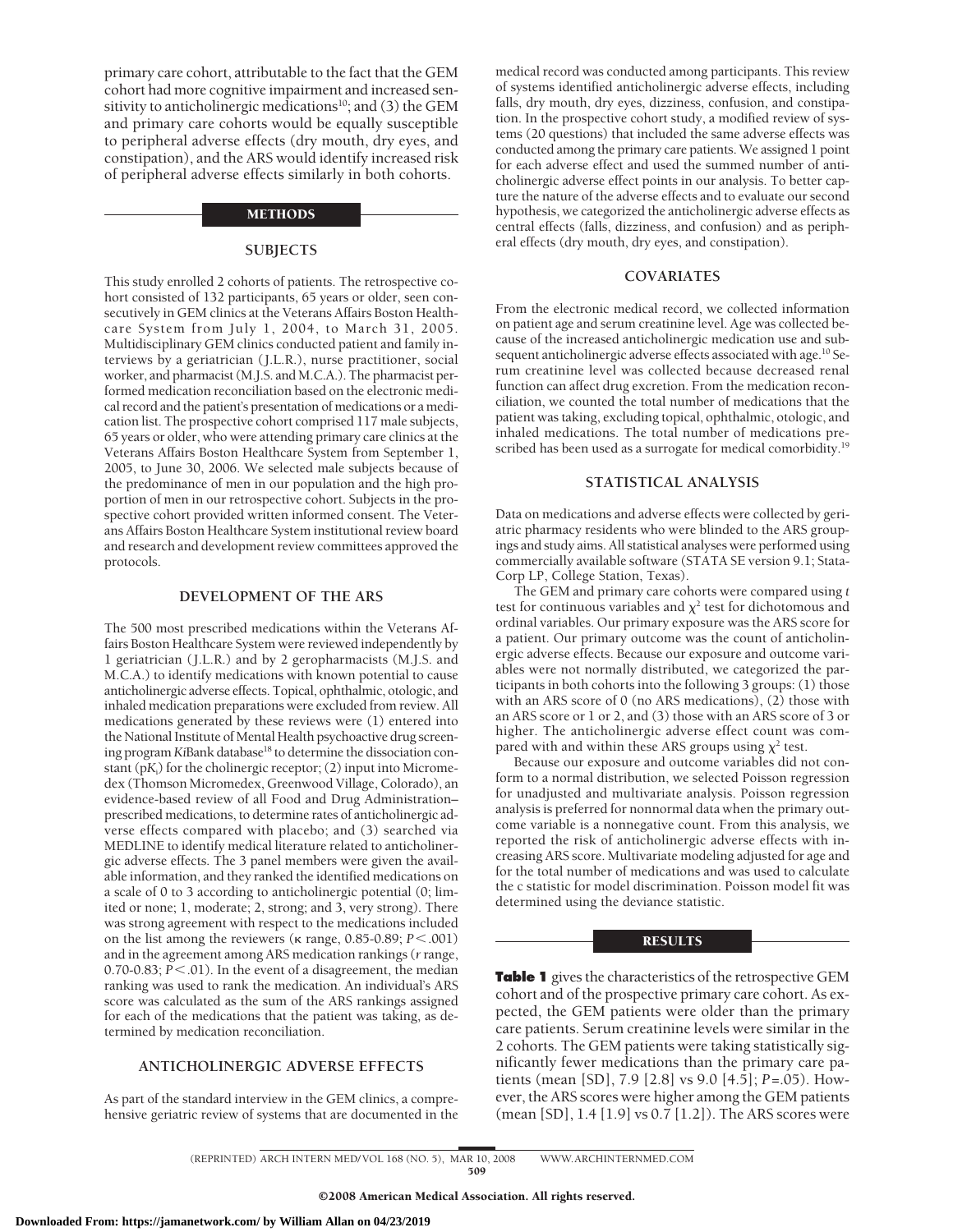primary care cohort, attributable to the fact that the GEM cohort had more cognitive impairment and increased sensitivity to anticholinergic medications[10]; and (3) the GEM and primary care cohorts would be equally susceptible to peripheral adverse effects (dry mouth, dry eyes, and constipation), and the ARS would identify increased risk of peripheral adverse effects similarly in both cohorts.

## METHODS

### SUBJECTS

This study enrolled 2 cohorts of patients. The retrospective cohort consisted of 132 participants, 65 years or older, seen consecutively in GEM clinics at the Veterans Affairs Boston Healthcare System from July 1, 2004, to March 31, 2005. Multidisciplinary GEM clinics conducted patient and family interviews by a geriatrician (J.L.R.), nurse practitioner, social worker, and pharmacist (M.J.S. and M.C.A.). The pharmacist performed medication reconciliation based on the electronic medical record and the patient's presentation of medications or a medication list. The prospective cohort comprised 117 male subjects, 65 years or older, who were attending primary care clinics at the Veterans Affairs Boston Healthcare System from September 1, 2005, to June 30, 2006. We selected male subjects because of the predominance of men in our population and the high proportion of men in our retrospective cohort. Subjects in the prospective cohort provided written informed consent. The Veterans Affairs Boston Healthcare System institutional review board and research and development review committees approved the protocols.

### DEVELOPMENT OF THE ARS

The 500 most prescribed medications within the Veterans Affairs Boston Healthcare System were reviewed independently by 1 geriatrician (J.L.R.) and by 2 geropharmacists (M.J.S. and M.C.A.) to identify medications with known potential to cause anticholinergic adverse effects. Topical, ophthalmic, otologic, and inhaled medication preparations were excluded from review. All medications generated by these reviews were (1) entered into the National Institute of Mental Health psychoactive drug screening program *Ki*Bank database[18] to determine the dissociation constant ($pK_i$) for the cholinergic receptor; (2) input into Micromedex (Thomson Micromedex, Greenwood Village, Colorado), an evidence-based review of all Food and Drug Administration–prescribed medications, to determine rates of anticholinergic adverse effects compared with placebo; and (3) searched via MEDLINE to identify medical literature related to anticholinergic adverse effects. The 3 panel members were given the available information, and they ranked the identified medications on a scale of 0 to 3 according to anticholinergic potential (0; limited or none; 1, moderate; 2, strong; and 3, very strong). There was strong agreement with respect to the medications included on the list among the reviewers ($\kappa$ range, 0.85-0.89; $P < .001$) and in the agreement among ARS medication rankings ($r$ range, 0.70-0.83; $P < .01$). In the event of a disagreement, the median ranking was used to rank the medication. An individual's ARS score was calculated as the sum of the ARS rankings assigned for each of the medications that the patient was taking, as determined by medication reconciliation.

### ANTICHOLINERGIC ADVERSE EFFECTS

As part of the standard interview in the GEM clinics, a comprehensive geriatric review of systems that are documented in the medical record was conducted among participants. This review of systems identified anticholinergic adverse effects, including falls, dry mouth, dry eyes, dizziness, confusion, and constipation. In the prospective cohort study, a modified review of systems (20 questions) that included the same adverse effects was conducted among the primary care patients. We assigned 1 point for each adverse effect and used the summed number of anticholinergic adverse effect points in our analysis. To better capture the nature of the adverse effects and to evaluate our second hypothesis, we categorized the anticholinergic adverse effects as central effects (falls, dizziness, and confusion) and as peripheral effects (dry mouth, dry eyes, and constipation).

### COVARIATES

From the electronic medical record, we collected information on patient age and serum creatinine level. Age was collected because of the increased anticholinergic medication use and subsequent anticholinergic adverse effects associated with age.[10] Serum creatinine level was collected because decreased renal function can affect drug excretion. From the medication reconciliation, we counted the total number of medications that the patient was taking, excluding topical, ophthalmic, otologic, and inhaled medications. The total number of medications prescribed has been used as a surrogate for medical comorbidity.[19]

### STATISTICAL ANALYSIS

Data on medications and adverse effects were collected by geriatric pharmacy residents who were blinded to the ARS groupings and study aims. All statistical analyses were performed using commercially available software (STATA SE version 9.1; StataCorp LP, College Station, Texas).

The GEM and primary care cohorts were compared using $t$ test for continuous variables and $\chi^2$ test for dichotomous and ordinal variables. Our primary exposure was the ARS score for a patient. Our primary outcome was the count of anticholinergic adverse effects. Because our exposure and outcome variables were not normally distributed, we categorized the participants in both cohorts into the following 3 groups: (1) those with an ARS score of 0 (no ARS medications), (2) those with an ARS score or 1 or 2, and (3) those with an ARS score of 3 or higher. The anticholinergic adverse effect count was compared with and within these ARS groups using $\chi^2$ test.

Because our exposure and outcome variables did not conform to a normal distribution, we selected Poisson regression for unadjusted and multivariate analysis. Poisson regression analysis is preferred for nonnormal data when the primary outcome variable is a nonnegative count. From this analysis, we reported the risk of anticholinergic adverse effects with increasing ARS score. Multivariate modeling adjusted for age and for the total number of medications and was used to calculate the c statistic for model discrimination. Poisson model fit was determined using the deviance statistic.

## RESULTS

**Table 1** gives the characteristics of the retrospective GEM cohort and of the prospective primary care cohort. As expected, the GEM patients were older than the primary care patients. Serum creatinine levels were similar in the 2 cohorts. The GEM patients were taking statistically significantly fewer medications than the primary care patients (mean [SD], 7.9 [2.8] vs 9.0 [4.5]; $P = .05$). However, the ARS scores were higher among the GEM patients (mean [SD], 1.4 [1.9] vs 0.7 [1.2]). The ARS scores were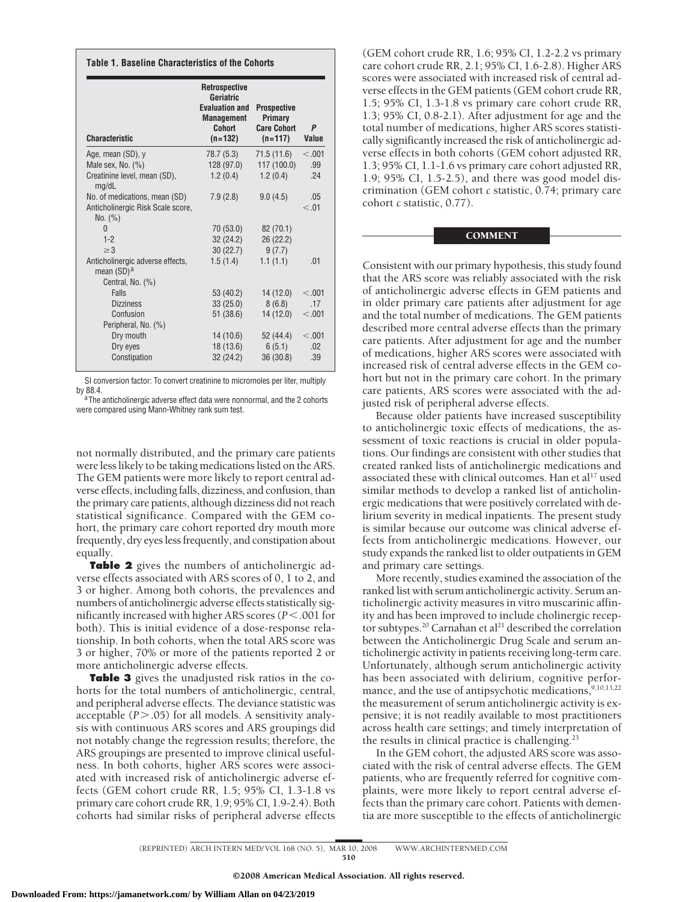**Table 1. Baseline Characteristics of the Cohorts**

| Characteristic | Retrospective Geriatric Evaluation and Management Cohort (n=132) | Prospective Primary Care Cohort (n=117) | P Value |
|---|---|---|---|
| Age, mean (SD), y | 78.7 (5.3) | 71.5 (11.6) | <.001 |
| Male sex, No. (%) | 128 (97.0) | 117 (100.0) | .99 |
| Creatinine level, mean (SD), mg/dL | 1.2 (0.4) | 1.2 (0.4) | .24 |
| No. of medications, mean (SD) | 7.9 (2.8) | 9.0 (4.5) | .05 |
| Anticholinergic Risk Scale score, No. (%) | | | <.01 |
| 0 | 70 (53.0) | 82 (70.1) | |
| 1-2 | 32 (24.2) | 26 (22.2) | |
| ≥3 | 30 (22.7) | 9 (7.7) | |
| Anticholinergic adverse effects, mean (SD)[a] | 1.5 (1.4) | 1.1 (1.1) | .01 |
| Central, No. (%) | | | |
| Falls | 53 (40.2) | 14 (12.0) | <.001 |
| Dizziness | 33 (25.0) | 8 (6.8) | .17 |
| Confusion | 51 (38.6) | 14 (12.0) | <.001 |
| Peripheral, No. (%) | | | |
| Dry mouth | 14 (10.6) | 52 (44.4) | <.001 |
| Dry eyes | 18 (13.6) | 6 (5.1) | .02 |
| Constipation | 32 (24.2) | 36 (30.8) | .39 |

SI conversion factor: To convert creatinine to micromoles per liter, multiply by 88.4.

[a] The anticholinergic adverse effect data were nonnormal, and the 2 cohorts were compared using Mann-Whitney rank sum test.

not normally distributed, and the primary care patients were less likely to be taking medications listed on the ARS. The GEM patients were more likely to report central adverse effects, including falls, dizziness, and confusion, than the primary care patients, although dizziness did not reach statistical significance. Compared with the GEM cohort, the primary care cohort reported dry mouth more frequently, dry eyes less frequently, and constipation about equally.

**Table 2** gives the numbers of anticholinergic adverse effects associated with ARS scores of 0, 1 to 2, and 3 or higher. Among both cohorts, the prevalences and numbers of anticholinergic adverse effects statistically significantly increased with higher ARS scores ($P < .001$ for both). This is initial evidence of a dose-response relationship. In both cohorts, when the total ARS score was 3 or higher, 70% or more of the patients reported 2 or more anticholinergic adverse effects.

**Table 3** gives the unadjusted risk ratios in the cohorts for the total numbers of anticholinergic, central, and peripheral adverse effects. The deviance statistic was acceptable ($P > .05$) for all models. A sensitivity analysis with continuous ARS scores and ARS groupings did not notably change the regression results; therefore, the ARS groupings are presented to improve clinical usefulness. In both cohorts, higher ARS scores were associated with increased risk of anticholinergic adverse effects (GEM cohort crude RR, 1.5; 95% CI, 1.3-1.8 vs primary care cohort crude RR, 1.9; 95% CI, 1.9-2.4). Both cohorts had similar risks of peripheral adverse effects (GEM cohort crude RR, 1.6; 95% CI, 1.2-2.2 vs primary care cohort crude RR, 2.1; 95% CI, 1.6-2.8). Higher ARS scores were associated with increased risk of central adverse effects in the GEM patients (GEM cohort crude RR, 1.5; 95% CI, 1.3-1.8 vs primary care cohort crude RR, 1.3; 95% CI, 0.8-2.1). After adjustment for age and the total number of medications, higher ARS scores statistically significantly increased the risk of anticholinergic adverse effects in both cohorts (GEM cohort adjusted RR, 1.3; 95% CI, 1.1-1.6 vs primary care cohort adjusted RR, 1.9; 95% CI, 1.5-2.5), and there was good model discrimination (GEM cohort *c* statistic, 0.74; primary care cohort *c* statistic, 0.77).

## COMMENT

Consistent with our primary hypothesis, this study found that the ARS score was reliably associated with the risk of anticholinergic adverse effects in GEM patients and in older primary care patients after adjustment for age and the total number of medications. The GEM patients described more central adverse effects than the primary care patients. After adjustment for age and the number of medications, higher ARS scores were associated with increased risk of central adverse effects in the GEM cohort but not in the primary care cohort. In the primary care patients, ARS scores were associated with the adjusted risk of peripheral adverse effects.

Because older patients have increased susceptibility to anticholinergic toxic effects of medications, the assessment of toxic reactions is crucial in older populations. Our findings are consistent with other studies that created ranked lists of anticholinergic medications and associated these with clinical outcomes. Han et al[17] used similar methods to develop a ranked list of anticholinergic medications that were positively correlated with delirium severity in medical inpatients. The present study is similar because our outcome was clinical adverse effects from anticholinergic medications. However, our study expands the ranked list to older outpatients in GEM and primary care settings.

More recently, studies examined the association of the ranked list with serum anticholinergic activity. Serum anticholinergic activity measures in vitro muscarinic affinity and has been improved to include cholinergic receptor subtypes.[20] Carnahan et al[21] described the correlation between the Anticholinergic Drug Scale and serum anticholinergic activity in patients receiving long-term care. Unfortunately, although serum anticholinergic activity has been associated with delirium, cognitive performance, and the use of antipsychotic medications,[9,10,13,22] the measurement of serum anticholinergic activity is expensive; it is not readily available to most practitioners across health care settings; and timely interpretation of the results in clinical practice is challenging.[23]

In the GEM cohort, the adjusted ARS score was associated with the risk of central adverse effects. The GEM patients, who are frequently referred for cognitive complaints, were more likely to report central adverse effects than the primary care cohort. Patients with dementia are more susceptible to the effects of anticholinergic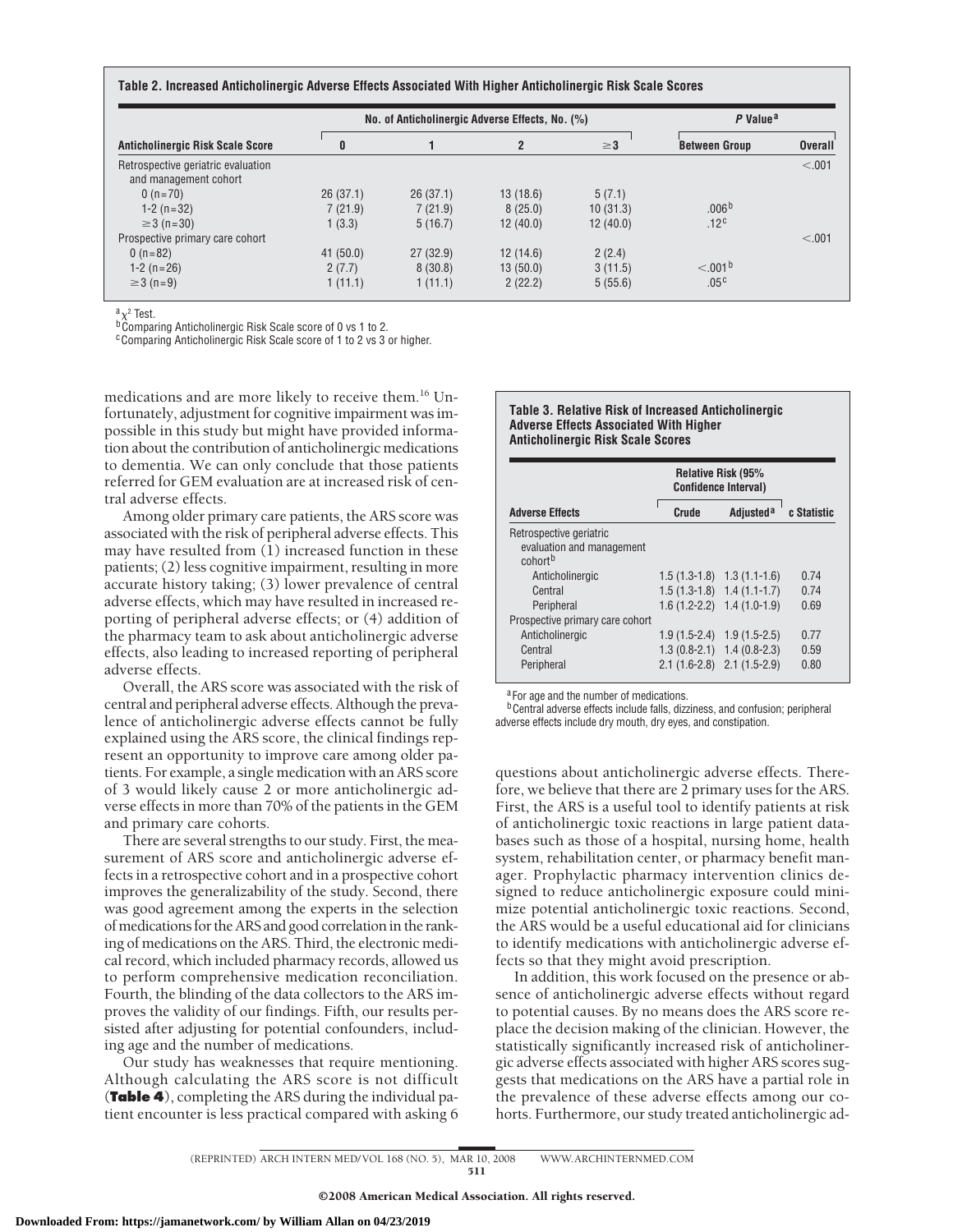**Table 2. Increased Anticholinergic Adverse Effects Associated With Higher Anticholinergic Risk Scale Scores**

| Anticholinergic Risk Scale Score | No. of Anticholinergic Adverse Effects, No. (%) | | | | *P* Value[a] | |
|---|---|---|---|---|---|---|
| | 0 | 1 | 2 | ≥3 | Between Group | Overall |
| Retrospective geriatric evaluation and management cohort | | | | | | <.001 |
| 0 (n=70) | 26 (37.1) | 26 (37.1) | 13 (18.6) | 5 (7.1) | | |
| 1-2 (n=32) | 7 (21.9) | 7 (21.9) | 8 (25.0) | 10 (31.3) | .006[b] | |
| ≥3 (n=30) | 1 (3.3) | 5 (16.7) | 12 (40.0) | 12 (40.0) | .12[c] | |
| Prospective primary care cohort | | | | | | <.001 |
| 0 (n=82) | 41 (50.0) | 27 (32.9) | 12 (14.6) | 2 (2.4) | | |
| 1-2 (n=26) | 2 (7.7) | 8 (30.8) | 13 (50.0) | 3 (11.5) | <.001[b] | |
| ≥3 (n=9) | 1 (11.1) | 1 (11.1) | 2 (22.2) | 5 (55.6) | .05[c] | |

[a] $\chi^2$ Test.
[b] Comparing Anticholinergic Risk Scale score of 0 vs 1 to 2.
[c] Comparing Anticholinergic Risk Scale score of 1 to 2 vs 3 or higher.

medications and are more likely to receive them.[16] Unfortunately, adjustment for cognitive impairment was impossible in this study but might have provided information about the contribution of anticholinergic medications to dementia. We can only conclude that those patients referred for GEM evaluation are at increased risk of central adverse effects.

Among older primary care patients, the ARS score was associated with the risk of peripheral adverse effects. This may have resulted from (1) increased function in these patients; (2) less cognitive impairment, resulting in more accurate history taking; (3) lower prevalence of central adverse effects, which may have resulted in increased reporting of peripheral adverse effects; or (4) addition of the pharmacy team to ask about anticholinergic adverse effects, also leading to increased reporting of peripheral adverse effects.

Overall, the ARS score was associated with the risk of central and peripheral adverse effects. Although the prevalence of anticholinergic adverse effects cannot be fully explained using the ARS score, the clinical findings represent an opportunity to improve care among older patients. For example, a single medication with an ARS score of 3 would likely cause 2 or more anticholinergic adverse effects in more than 70% of the patients in the GEM and primary care cohorts.

There are several strengths to our study. First, the measurement of ARS score and anticholinergic adverse effects in a retrospective cohort and in a prospective cohort improves the generalizability of the study. Second, there was good agreement among the experts in the selection of medications for the ARS and good correlation in the ranking of medications on the ARS. Third, the electronic medical record, which included pharmacy records, allowed us to perform comprehensive medication reconciliation. Fourth, the blinding of the data collectors to the ARS improves the validity of our findings. Fifth, our results persisted after adjusting for potential confounders, including age and the number of medications.

Our study has weaknesses that require mentioning. Although calculating the ARS score is not difficult (**Table 4**), completing the ARS during the individual patient encounter is less practical compared with asking 6

**Table 3. Relative Risk of Increased Anticholinergic Adverse Effects Associated With Higher Anticholinergic Risk Scale Scores**

| Adverse Effects | Relative Risk (95% Confidence Interval) | | c Statistic |
|---|---|---|---|
| | Crude | Adjusted[a] | |
| Retrospective geriatric evaluation and management cohort[b] | | | |
| Anticholinergic | 1.5 (1.3-1.8) | 1.3 (1.1-1.6) | 0.74 |
| Central | 1.5 (1.3-1.8) | 1.4 (1.1-1.7) | 0.74 |
| Peripheral | 1.6 (1.2-2.2) | 1.4 (1.0-1.9) | 0.69 |
| Prospective primary care cohort | | | |
| Anticholinergic | 1.9 (1.5-2.4) | 1.9 (1.5-2.5) | 0.77 |
| Central | 1.3 (0.8-2.1) | 1.4 (0.8-2.3) | 0.59 |
| Peripheral | 2.1 (1.6-2.8) | 2.1 (1.5-2.9) | 0.80 |

[a] For age and the number of medications.
[b] Central adverse effects include falls, dizziness, and confusion; peripheral adverse effects include dry mouth, dry eyes, and constipation.

questions about anticholinergic adverse effects. Therefore, we believe that there are 2 primary uses for the ARS. First, the ARS is a useful tool to identify patients at risk of anticholinergic toxic reactions in large patient databases such as those of a hospital, nursing home, health system, rehabilitation center, or pharmacy benefit manager. Prophylactic pharmacy intervention clinics designed to reduce anticholinergic exposure could minimize potential anticholinergic toxic reactions. Second, the ARS would be a useful educational aid for clinicians to identify medications with anticholinergic adverse effects so that they might avoid prescription.

In addition, this work focused on the presence or absence of anticholinergic adverse effects without regard to potential causes. By no means does the ARS score replace the decision making of the clinician. However, the statistically significantly increased risk of anticholinergic adverse effects associated with higher ARS scores suggests that medications on the ARS have a partial role in the prevalence of these adverse effects among our cohorts. Furthermore, our study treated anticholinergic ad-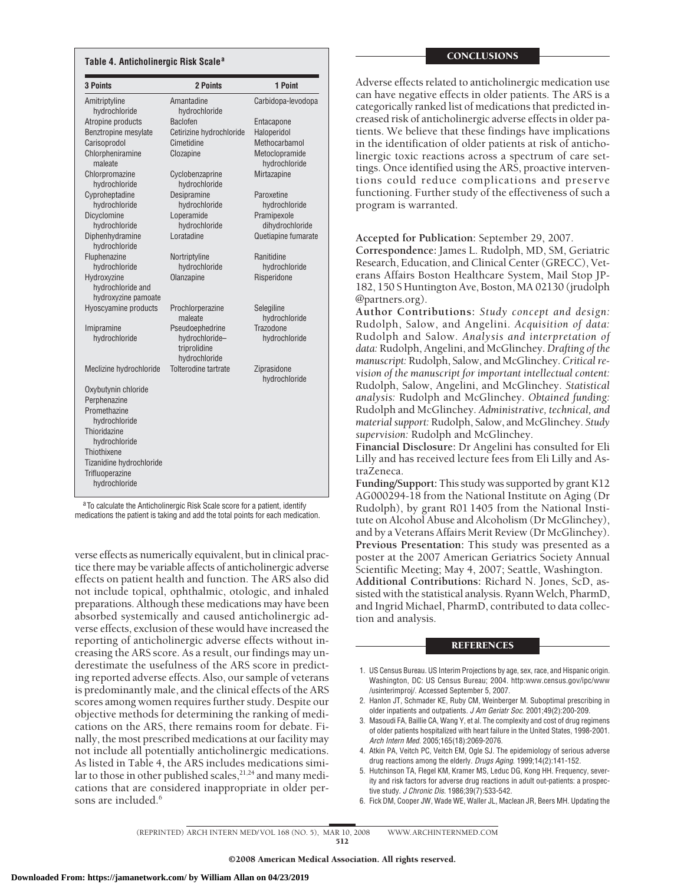**Table 4. Anticholinergic Risk Scale[a]**

| 3 Points | 2 Points | 1 Point |
|---|---|---|
| Amitriptyline hydrochloride | Amantadine hydrochloride | Carbidopa-levodopa |
| Atropine products | Baclofen | Entacapone |
| Benztropine mesylate | Cetirizine hydrochloride | Haloperidol |
| Carisoprodol | Cimetidine | Methocarbamol |
| Chlorpheniramine maleate | Clozapine | Metoclopramide hydrochloride |
| Chlorpromazine hydrochloride | Cyclobenzaprine hydrochloride | Mirtazapine |
| Cyproheptadine hydrochloride | Desipramine hydrochloride | Paroxetine hydrochloride |
| Dicyclomine hydrochloride | Loperamide hydrochloride | Pramipexole dihydrochloride |
| Diphenhydramine hydrochloride | Loratadine | Quetiapine fumarate |
| Fluphenazine hydrochloride | Nortriptyline hydrochloride | Ranitidine hydrochloride |
| Hydroxyzine hydrochloride and hydroxyzine pamoate | Olanzapine | Risperidone |
| Hyoscyamine products | Prochlorperazine maleate | Selegiline hydrochloride |
| Imipramine hydrochloride | Pseudoephedrine hydrochloride–triprolidine hydrochloride | Trazodone hydrochloride |
| Meclizine hydrochloride | Tolterodine tartrate | Ziprasidone hydrochloride |
| Oxybutynin chloride | | |
| Perphenazine | | |
| Promethazine hydrochloride | | |
| Thioridazine hydrochloride | | |
| Thiothixene | | |
| Tizanidine hydrochloride | | |
| Trifluoperazine hydrochloride | | |

[a] To calculate the Anticholinergic Risk Scale score for a patient, identify medications the patient is taking and add the total points for each medication.

verse effects as numerically equivalent, but in clinical practice there may be variable affects of anticholinergic adverse effects on patient health and function. The ARS also did not include topical, ophthalmic, otologic, and inhaled preparations. Although these medications may have been absorbed systemically and caused anticholinergic adverse effects, exclusion of these would have increased the reporting of anticholinergic adverse effects without increasing the ARS score. As a result, our findings may underestimate the usefulness of the ARS score in predicting reported adverse effects. Also, our sample of veterans is predominantly male, and the clinical effects of the ARS scores among women requires further study. Despite our objective methods for determining the ranking of medications on the ARS, there remains room for debate. Finally, the most prescribed medications at our facility may not include all potentially anticholinergic medications. As listed in Table 4, the ARS includes medications similar to those in other published scales,[21,24] and many medications that are considered inappropriate in older persons are included.[6]

## CONCLUSIONS

Adverse effects related to anticholinergic medication use can have negative effects in older patients. The ARS is a categorically ranked list of medications that predicted increased risk of anticholinergic adverse effects in older patients. We believe that these findings have implications in the identification of older patients at risk of anticholinergic toxic reactions across a spectrum of care settings. Once identified using the ARS, proactive interventions could reduce complications and preserve functioning. Further study of the effectiveness of such a program is warranted.

**Accepted for Publication:** September 29, 2007.

**Correspondence:** James L. Rudolph, MD, SM, Geriatric Research, Education, and Clinical Center (GRECC), Veterans Affairs Boston Healthcare System, Mail Stop JP-182, 150 S Huntington Ave, Boston, MA 02130 (jrudolph@partners.org).

**Author Contributions:** *Study concept and design:* Rudolph, Salow, and Angelini. *Acquisition of data:* Rudolph and Salow. *Analysis and interpretation of data:* Rudolph, Angelini, and McGlinchey. *Drafting of the manuscript:* Rudolph, Salow, and McGlinchey. *Critical revision of the manuscript for important intellectual content:* Rudolph, Salow, Angelini, and McGlinchey. *Statistical analysis:* Rudolph and McGlinchey. *Obtained funding:* Rudolph and McGlinchey. *Administrative, technical, and material support:* Rudolph, Salow, and McGlinchey. *Study supervision:* Rudolph and McGlinchey.

**Financial Disclosure:** Dr Angelini has consulted for Eli Lilly and has received lecture fees from Eli Lilly and AstraZeneca.

**Funding/Support:** This study was supported by grant K12 AG000294-18 from the National Institute on Aging (Dr Rudolph), by grant R01 1405 from the National Institute on Alcohol Abuse and Alcoholism (Dr McGlinchey), and by a Veterans Affairs Merit Review (Dr McGlinchey).

**Previous Presentation:** This study was presented as a poster at the 2007 American Geriatrics Society Annual Scientific Meeting; May 4, 2007; Seattle, Washington.

**Additional Contributions:** Richard N. Jones, ScD, assisted with the statistical analysis. Ryann Welch, PharmD, and Ingrid Michael, PharmD, contributed to data collection and analysis.

## REFERENCES

1. US Census Bureau. US Interim Projections by age, sex, race, and Hispanic origin. Washington, DC: US Census Bureau; 2004. http:www.census.gov/ipc/www/usinterimproj/. Accessed September 5, 2007.
2. Hanlon JT, Schmader KE, Ruby CM, Weinberger M. Suboptimal prescribing in older inpatients and outpatients. *J Am Geriatr Soc*. 2001;49(2):200-209.
3. Masoudi FA, Baillie CA, Wang Y, et al. The complexity and cost of drug regimens of older patients hospitalized with heart failure in the United States, 1998-2001. *Arch Intern Med*. 2005;165(18):2069-2076.
4. Atkin PA, Veitch PC, Veitch EM, Ogle SJ. The epidemiology of serious adverse drug reactions among the elderly. *Drugs Aging*. 1999;14(2):141-152.
5. Hutchinson TA, Flegel KM, Kramer MS, Leduc DG, Kong HH. Frequency, severity and risk factors for adverse drug reactions in adult out-patients: a prospective study. *J Chronic Dis*. 1986;39(7):533-542.
6. Fick DM, Cooper JW, Wade WE, Waller JL, Maclean JR, Beers MH. Updating the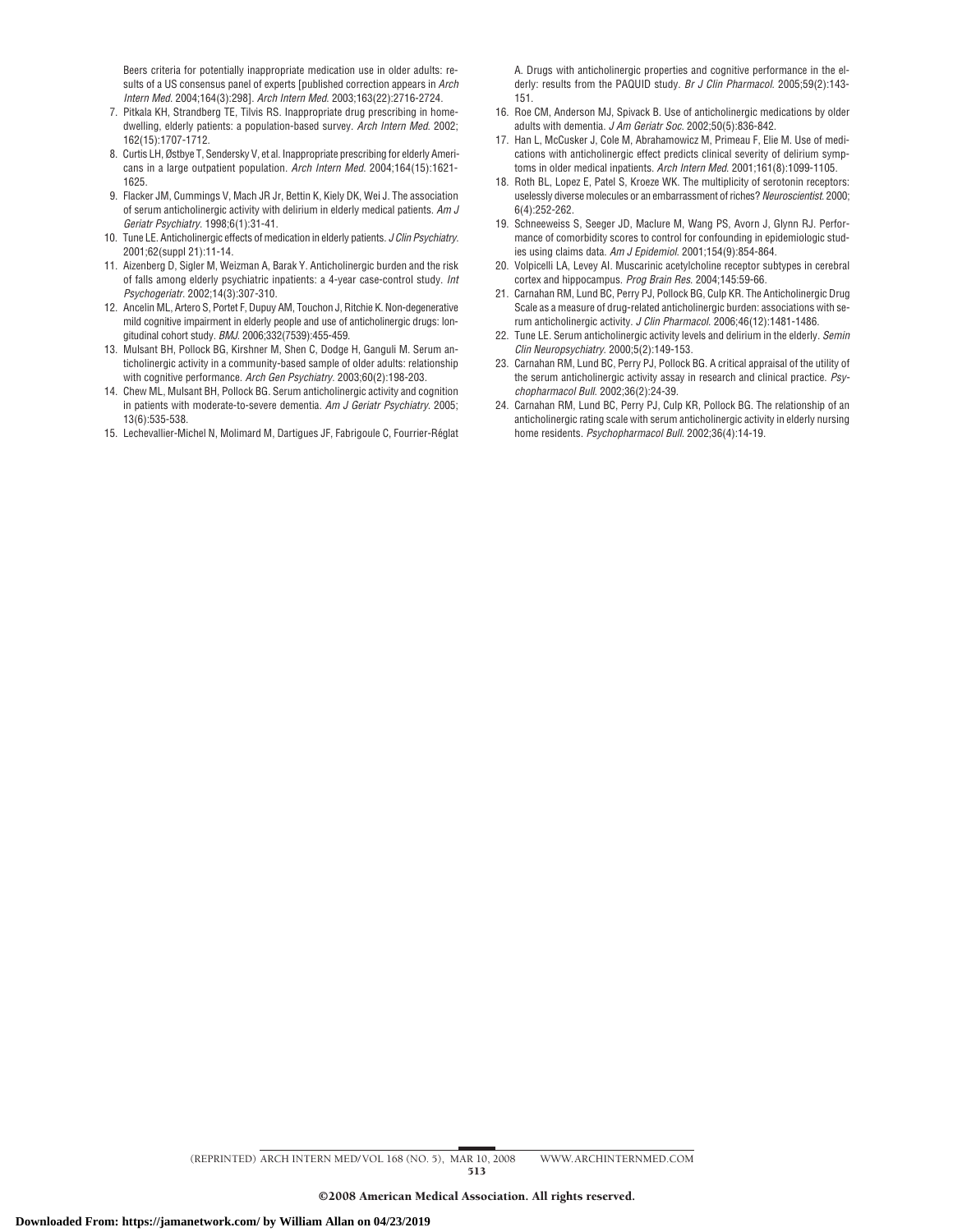Beers criteria for potentially inappropriate medication use in older adults: results of a US consensus panel of experts [published correction appears in *Arch Intern Med.* 2004;164(3):298]. *Arch Intern Med.* 2003;163(22):2716-2724.

7. Pitkala KH, Strandberg TE, Tilvis RS. Inappropriate drug prescribing in home-dwelling, elderly patients: a population-based survey. *Arch Intern Med.* 2002; 162(15):1707-1712.
8. Curtis LH, Østbye T, Sendersky V, et al. Inappropriate prescribing for elderly Americans in a large outpatient population. *Arch Intern Med.* 2004;164(15):1621-1625.
9. Flacker JM, Cummings V, Mach JR Jr, Bettin K, Kiely DK, Wei J. The association of serum anticholinergic activity with delirium in elderly medical patients. *Am J Geriatr Psychiatry.* 1998;6(1):31-41.
10. Tune LE. Anticholinergic effects of medication in elderly patients. *J Clin Psychiatry.* 2001;62(suppl 21):11-14.
11. Aizenberg D, Sigler M, Weizman A, Barak Y. Anticholinergic burden and the risk of falls among elderly psychiatric inpatients: a 4-year case-control study. *Int Psychogeriatr.* 2002;14(3):307-310.
12. Ancelin ML, Artero S, Portet F, Dupuy AM, Touchon J, Ritchie K. Non-degenerative mild cognitive impairment in elderly people and use of anticholinergic drugs: longitudinal cohort study. *BMJ.* 2006;332(7539):455-459.
13. Mulsant BH, Pollock BG, Kirshner M, Shen C, Dodge H, Ganguli M. Serum anticholinergic activity in a community-based sample of older adults: relationship with cognitive performance. *Arch Gen Psychiatry.* 2003;60(2):198-203.
14. Chew ML, Mulsant BH, Pollock BG. Serum anticholinergic activity and cognition in patients with moderate-to-severe dementia. *Am J Geriatr Psychiatry.* 2005; 13(6):535-538.
15. Lechevallier-Michel N, Molimard M, Dartigues JF, Fabrigoule C, Fourrier-Réglat A. Drugs with anticholinergic properties and cognitive performance in the elderly: results from the PAQUID study. *Br J Clin Pharmacol.* 2005;59(2):143-151.
16. Roe CM, Anderson MJ, Spivack B. Use of anticholinergic medications by older adults with dementia. *J Am Geriatr Soc.* 2002;50(5):836-842.
17. Han L, McCusker J, Cole M, Abrahamowicz M, Primeau F, Elie M. Use of medications with anticholinergic effect predicts clinical severity of delirium symptoms in older medical inpatients. *Arch Intern Med.* 2001;161(8):1099-1105.
18. Roth BL, Lopez E, Patel S, Kroeze WK. The multiplicity of serotonin receptors: uselessly diverse molecules or an embarrassment of riches? *Neuroscientist.* 2000; 6(4):252-262.
19. Schneeweiss S, Seeger JD, Maclure M, Wang PS, Avorn J, Glynn RJ. Performance of comorbidity scores to control for confounding in epidemiologic studies using claims data. *Am J Epidemiol.* 2001;154(9):854-864.
20. Volpicelli LA, Levey AI. Muscarinic acetylcholine receptor subtypes in cerebral cortex and hippocampus. *Prog Brain Res.* 2004;145:59-66.
21. Carnahan RM, Lund BC, Perry PJ, Pollock BG, Culp KR. The Anticholinergic Drug Scale as a measure of drug-related anticholinergic burden: associations with serum anticholinergic activity. *J Clin Pharmacol.* 2006;46(12):1481-1486.
22. Tune LE. Serum anticholinergic activity levels and delirium in the elderly. *Semin Clin Neuropsychiatry.* 2000;5(2):149-153.
23. Carnahan RM, Lund BC, Perry PJ, Pollock BG. A critical appraisal of the utility of the serum anticholinergic activity assay in research and clinical practice. *Psychopharmacol Bull.* 2002;36(2):24-39.
24. Carnahan RM, Lund BC, Perry PJ, Culp KR, Pollock BG. The relationship of an anticholinergic rating scale with serum anticholinergic activity in elderly nursing home residents. *Psychopharmacol Bull.* 2002;36(4):14-19.